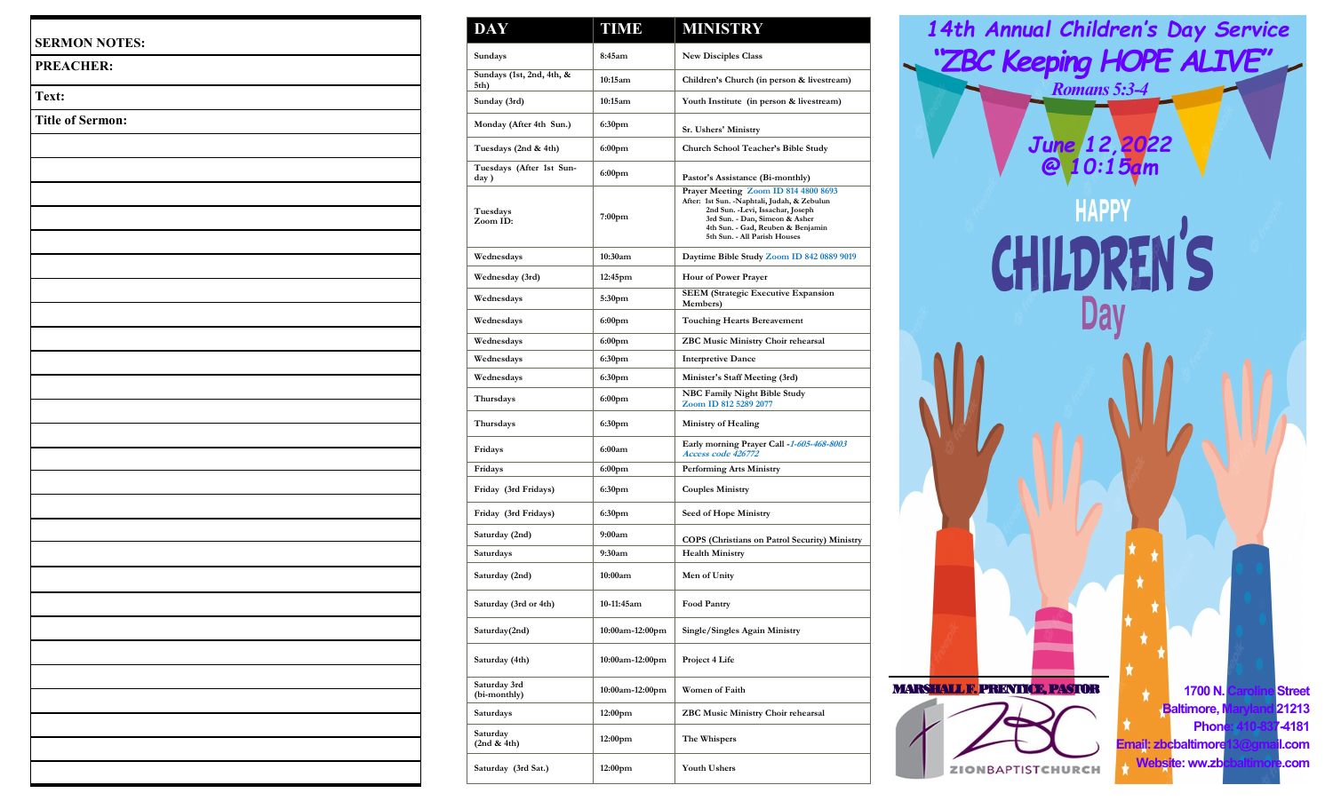**SERMON NOTES:**

**PREACHER:**

**Text:**

**Title of Sermon:**

| DAY | TIME | MINISTRY |
|---|---|---|
| Sundays | 8:45am | New Disciples Class |
| Sundays (1st, 2nd, 4th, & 5th) | 10:15am | Children's Church (in person & livestream) |
| Sunday (3rd) | 10:15am | Youth Institute (in person & livestream) |
| Monday (After 4th Sun.) | 6:30pm | Sr. Ushers' Ministry |
| Tuesdays (2nd & 4th) | 6:00pm | Church School Teacher's Bible Study |
| Tuesdays (After 1st Sunday ) | 6:00pm | Pastor's Assistance (Bi-monthly) |
| Tuesdays Zoom ID: | 7:00pm | Prayer Meeting Zoom ID 814 4800 8693 After: 1st Sun. -Naphtali, Judah, & Zebulun; 2nd Sun. -Levi, Issachar, Joseph; 3rd Sun. - Dan, Simeon & Asher; 4th Sun. - Gad, Reuben & Benjamin; 5th Sun. - All Parish Houses |
| Wednesdays | 10:30am | Daytime Bible Study Zoom ID 842 0889 9019 |
| Wednesday (3rd) | 12:45pm | Hour of Power Prayer |
| Wednesdays | 5:30pm | SEEM (Strategic Executive Expansion Members) |
| Wednesdays | 6:00pm | Touching Hearts Bereavement |
| Wednesdays | 6:00pm | ZBC Music Ministry Choir rehearsal |
| Wednesdays | 6:30pm | Interpretive Dance |
| Wednesdays | 6:30pm | Minister's Staff Meeting (3rd) |
| Thursdays | 6:00pm | NBC Family Night Bible Study Zoom ID 812 5289 2077 |
| Thursdays | 6:30pm | Ministry of Healing |
| Fridays | 6:00am | Early morning Prayer Call -*1-605-468-8003 Access code 426772* |
| Fridays | 6:00pm | Performing Arts Ministry |
| Friday (3rd Fridays) | 6:30pm | Couples Ministry |
| Friday (3rd Fridays) | 6:30pm | Seed of Hope Ministry |
| Saturday (2nd) | 9:00am | COPS (Christians on Patrol Security) Ministry |
| Saturdays | 9:30am | Health Ministry |
| Saturday (2nd) | 10:00am | Men of Unity |
| Saturday (3rd or 4th) | 10-11:45am | Food Pantry |
| Saturday(2nd) | 10:00am-12:00pm | Single/Singles Again Ministry |
| Saturday (4th) | 10:00am-12:00pm | Project 4 Life |
| Saturday 3rd (bi-monthly) | 10:00am-12:00pm | Women of Faith |
| Saturdays | 12:00pm | ZBC Music Ministry Choir rehearsal |
| Saturday (2nd & 4th) | 12:00pm | The Whispers |
| Saturday (3rd Sat.) | 12:00pm | Youth Ushers |

# 14th Annual Children's Day Service

## "ZBC Keeping HOPE ALIVE"

*Romans 5:3-4*

**June 12, 2022 @ 10:15am**

HAPPY CHILDREN'S Day

**MARSHALL F. PRENTICE, PASTOR**

ZION BAPTIST CHURCH

1700 N. Caroline Street
Baltimore, Maryland 21213
Phone: 410-837-4181
Email: zbcbaltimore13@gmail.com
Website: ww.zbcbaltimore.com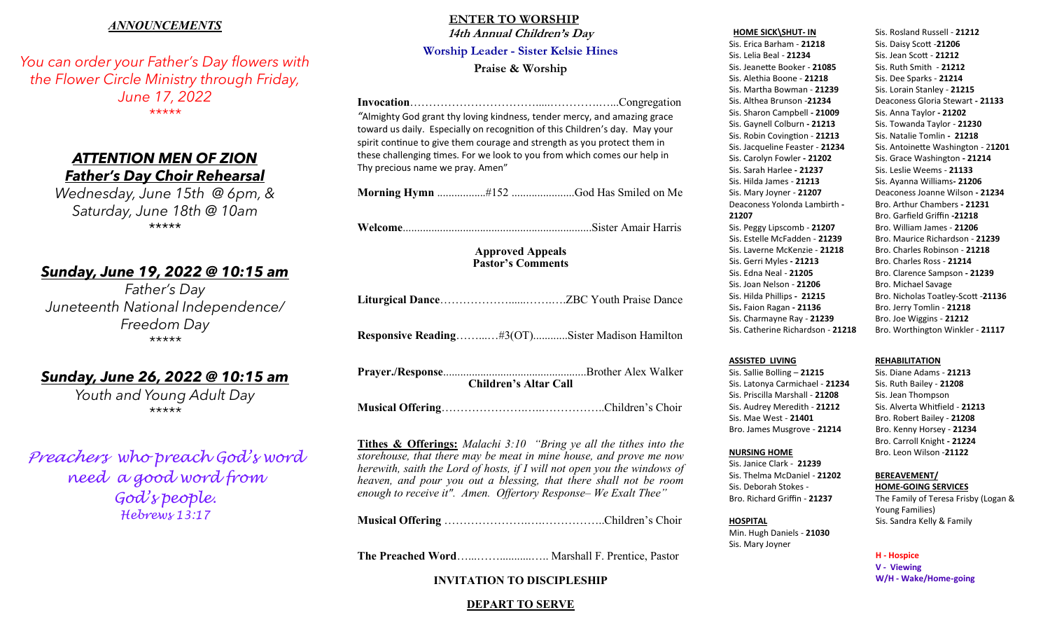***ANNOUNCEMENTS***

*You can order your Father's Day flowers with the Flower Circle Ministry through Friday, June 17, 2022*
\*\*\*\*\*

***ATTENTION MEN OF ZION***
***Father's Day Choir Rehearsal***

*Wednesday, June 15th @ 6pm, & Saturday, June 18th @ 10am*
\*\*\*\*\*

***Sunday, June 19, 2022 @ 10:15 am***

*Father's Day*
*Juneteenth National Independence/ Freedom Day*
\*\*\*\*\*

***Sunday, June 26, 2022 @ 10:15 am***

*Youth and Young Adult Day*
\*\*\*\*\*

*Preachers who preach God's word need a good word from God's people.*
*Hebrews 13:17*

**ENTER TO WORSHIP**

***14th Annual Children's Day***

**Worship Leader - Sister Kelsie Hines**

**Praise & Worship**

**Invocation**………………………….....…………..…...Congregation

"Almighty God grant thy loving kindness, tender mercy, and amazing grace toward us daily. Especially on recognition of this Children's day. May your spirit continue to give them courage and strength as you protect them in these challenging times. For we look to you from which comes our help in Thy precious name we pray. Amen"

**Morning Hymn** .................#152 ......................God Has Smiled on Me

**Welcome**..................................................................Sister Amair Harris

**Approved Appeals**
**Pastor's Comments**

**Liturgical Dance**………………......……..….ZBC Youth Praise Dance

**Responsive Reading**……...…#3(OT)............Sister Madison Hamilton

**Prayer./Response**..................................................Brother Alex Walker

**Children's Altar Call**

**Musical Offering**…………………….…..……………..Children's Choir

**Tithes & Offerings:** *Malachi 3:10 "Bring ye all the tithes into the storehouse, that there may be meat in mine house, and prove me now herewith, saith the Lord of hosts, if I will not open you the windows of heaven, and pour you out a blessing, that there shall not be room enough to receive it". Amen. Offertory Response– We Exalt Thee"*

**Musical Offering** …………………….….……………..Children's Choir

**The Preached Word**…...……..........….. Marshall F. Prentice, Pastor

**INVITATION TO DISCIPLESHIP**

**DEPART TO SERVE**

**HOME SICK\SHUT- IN**

Sis. Erica Barham - **21218**
Sis. Lelia Beal - **21234**
Sis. Jeanette Booker - **21085**
Sis. Alethia Boone - **21218**
Sis. Martha Bowman - **21239**
Sis. Althea Brunson -**21234**
Sis. Sharon Campbell **- 21009**
Sis. Gaynell Colburn **- 21213**
Sis. Robin Covington - **21213**
Sis. Jacqueline Feaster - **21234**
Sis. Carolyn Fowler **- 21202**
Sis. Sarah Harlee **- 21237**
Sis. Hilda James - **21213**
Sis. Mary Joyner - **21207**
Deaconess Yolonda Lambirth **- 21207**
Sis. Peggy Lipscomb - **21207**
Sis. Estelle McFadden - **21239**
Sis. Laverne McKenzie - **21218**
Sis. Gerri Myles **- 21213**
Sis. Edna Neal - **21205**
Sis. Joan Nelson - **21206**
Sis. Hilda Phillips **- 21215**
Sis**.** Faion Ragan **- 21136**
Sis. Charmayne Ray - **21239**
Sis. Catherine Richardson - **21218**
Sis. Rosland Russell - **21212**
Sis. Daisy Scott -**21206**
Sis. Jean Scott - **21212**
Sis. Ruth Smith - **21212**
Sis. Dee Sparks - **21214**
Sis. Lorain Stanley - **21215**
Deaconess Gloria Stewart **- 21133**
Sis. Anna Taylor **- 21202**
Sis. Towanda Taylor - **21230**
Sis. Natalie Tomlin - **21218**
Sis. Antoinette Washington - 2**1201**
Sis. Grace Washington **- 21214**
Sis. Leslie Weems - **21133**
Sis. Ayanna Williams**- 21206**
Deaconess Joanne Wilson **- 21234**
Bro. Arthur Chambers **- 21231**
Bro. Garfield Griffin **-21218**
Bro. William James - **21206**
Bro. Maurice Richardson - **21239**
Bro. Charles Robinson - **21218**
Bro. Charles Ross - **21214**
Bro. Clarence Sampson **- 21239**
Bro. Michael Savage
Bro. Nicholas Toatley-Scott -**21136**
Bro. Jerry Tomlin - **21218**
Bro. Joe Wiggins - **21212**
Bro. Worthington Winkler - **21117**

**ASSISTED LIVING**

Sis. Sallie Bolling – **21215**
Sis. Latonya Carmichael - **21234**
Sis. Priscilla Marshall - **21208**
Sis. Audrey Meredith - **21212**
Sis. Mae West - **21401**
Bro. James Musgrove - **21214**

**NURSING HOME**

Sis. Janice Clark - **21239**
Sis. Thelma McDaniel - **21202**
Sis. Deborah Stokes -
Bro. Richard Griffin - **21237**

**HOSPITAL**

Min. Hugh Daniels - **21030**
Sis. Mary Joyner

**REHABILITATION**

Sis. Diane Adams - **21213**
Sis. Ruth Bailey - **21208**
Sis. Jean Thompson
Sis. Alverta Whitfield - **21213**
Bro. Robert Bailey - **21208**
Bro. Kenny Horsey - **21234**
Bro. Carroll Knight **- 21224**
Bro. Leon Wilson -**21122**

**BEREAVEMENT/**
**HOME-GOING SERVICES**

The Family of Teresa Frisby (Logan & Young Families)
Sis. Sandra Kelly & Family

**H - Hospice**
**V - Viewing**
**W/H - Wake/Home-going**